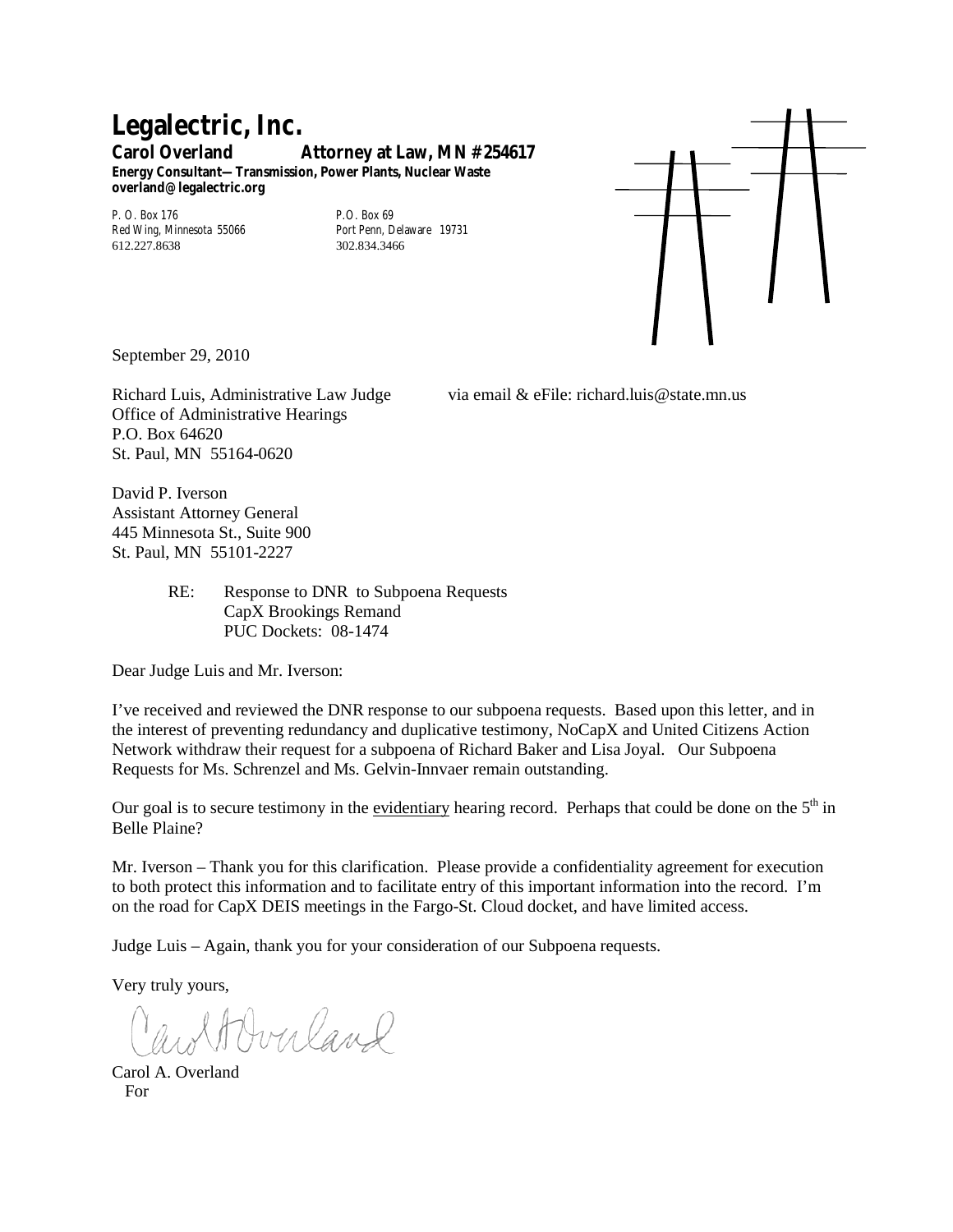# Legalectric, Inc.

**Carol Overland Attorney at Law, MN #254617**

**Energy Consultant—Transmission, Power Plants, Nuclear Waste**
**overland@legalectric.org**

P. O. Box 176
Red Wing, Minnesota 55066
612.227.8638

P.O. Box 69
Port Penn, Delaware 19731
302.834.3466

September 29, 2010

Richard Luis, Administrative Law Judge via email & eFile: richard.luis@state.mn.us
Office of Administrative Hearings
P.O. Box 64620
St. Paul, MN 55164-0620

David P. Iverson
Assistant Attorney General
445 Minnesota St., Suite 900
St. Paul, MN 55101-2227

RE: Response to DNR to Subpoena Requests
CapX Brookings Remand
PUC Dockets: 08-1474

Dear Judge Luis and Mr. Iverson:

I've received and reviewed the DNR response to our subpoena requests. Based upon this letter, and in the interest of preventing redundancy and duplicative testimony, NoCapX and United Citizens Action Network withdraw their request for a subpoena of Richard Baker and Lisa Joyal. Our Subpoena Requests for Ms. Schrenzel and Ms. Gelvin-Innvaer remain outstanding.

Our goal is to secure testimony in the <u>evidentiary</u> hearing record. Perhaps that could be done on the 5th in Belle Plaine?

Mr. Iverson – Thank you for this clarification. Please provide a confidentiality agreement for execution to both protect this information and to facilitate entry of this important information into the record. I'm on the road for CapX DEIS meetings in the Fargo-St. Cloud docket, and have limited access.

Judge Luis – Again, thank you for your consideration of our Subpoena requests.

Very truly yours,

Carol A. Overland

Carol A. Overland
For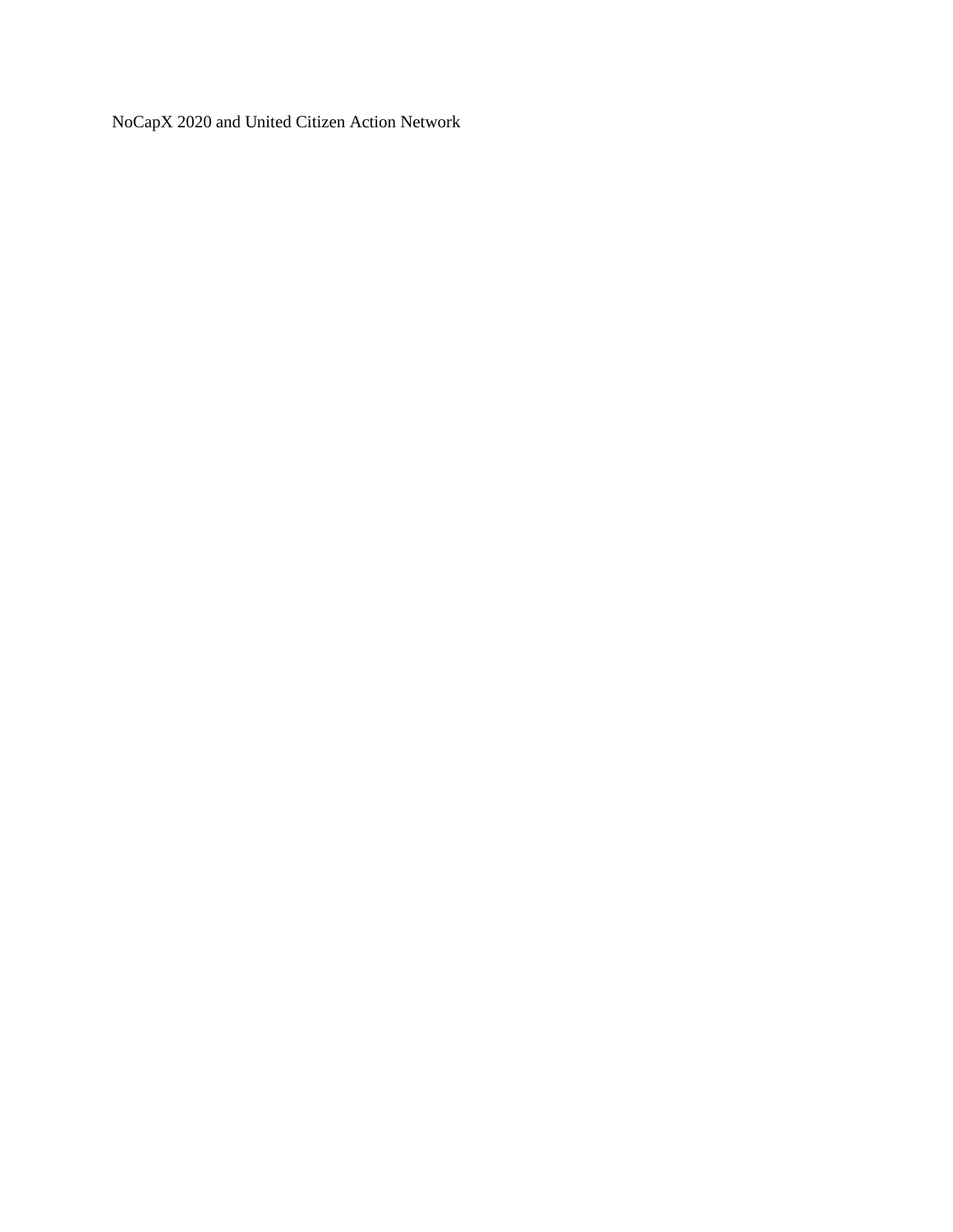NoCapX 2020 and United Citizen Action Network